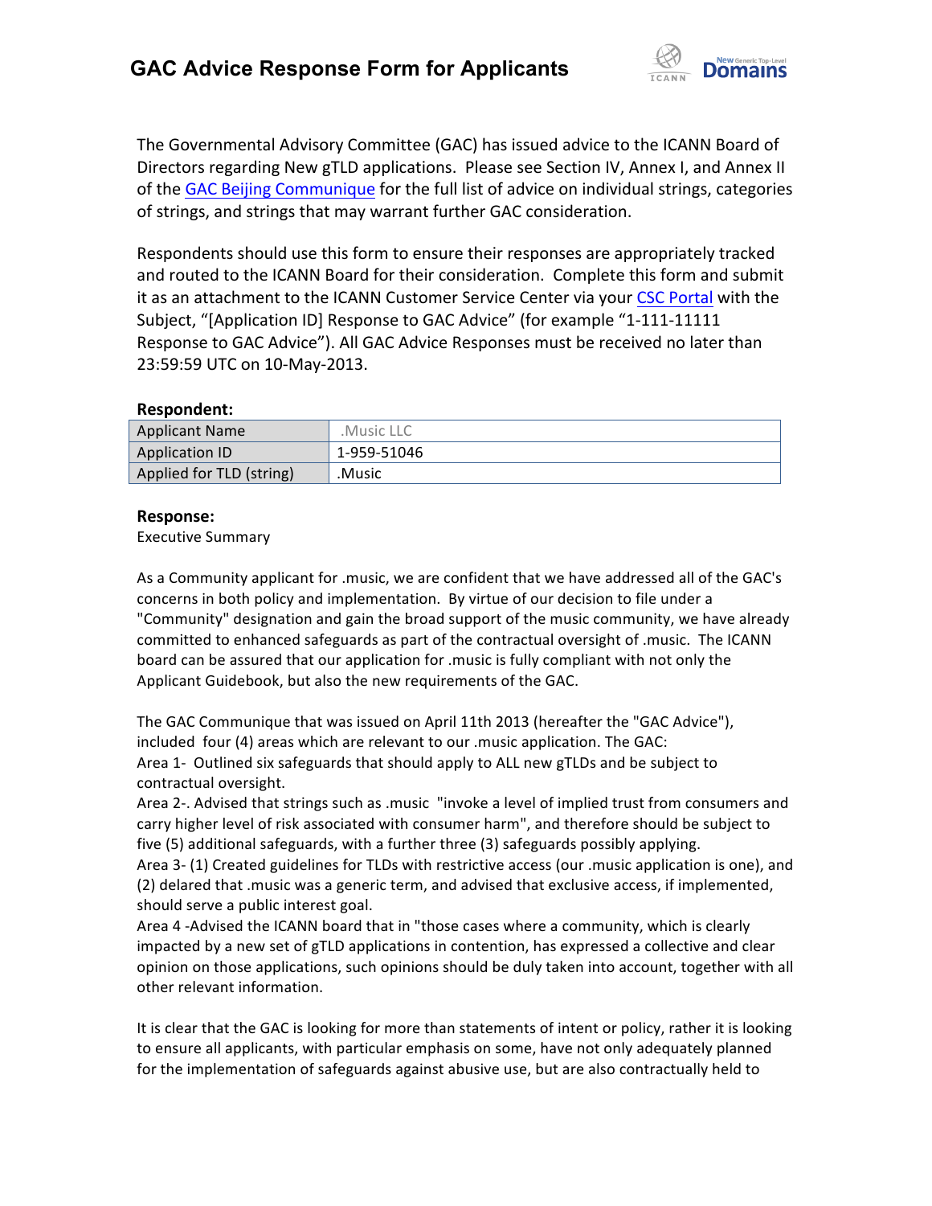# GAC Advice Response Form for Applicants

The Governmental Advisory Committee (GAC) has issued advice to the ICANN Board of Directors regarding New gTLD applications. Please see Section IV, Annex I, and Annex II of the GAC Beijing Communique for the full list of advice on individual strings, categories of strings, and strings that may warrant further GAC consideration.

Respondents should use this form to ensure their responses are appropriately tracked and routed to the ICANN Board for their consideration. Complete this form and submit it as an attachment to the ICANN Customer Service Center via your CSC Portal with the Subject, "[Application ID] Response to GAC Advice" (for example "1-111-11111 Response to GAC Advice"). All GAC Advice Responses must be received no later than 23:59:59 UTC on 10-May-2013.

**Respondent:**

| Applicant Name | .Music LLC |
|---|---|
| Application ID | 1-959-51046 |
| Applied for TLD (string) | .Music |

**Response:**

Executive Summary

As a Community applicant for .music, we are confident that we have addressed all of the GAC's concerns in both policy and implementation. By virtue of our decision to file under a "Community" designation and gain the broad support of the music community, we have already committed to enhanced safeguards as part of the contractual oversight of .music. The ICANN board can be assured that our application for .music is fully compliant with not only the Applicant Guidebook, but also the new requirements of the GAC.

The GAC Communique that was issued on April 11th 2013 (hereafter the "GAC Advice"), included four (4) areas which are relevant to our .music application. The GAC:

Area 1- Outlined six safeguards that should apply to ALL new gTLDs and be subject to contractual oversight.

Area 2-. Advised that strings such as .music "invoke a level of implied trust from consumers and carry higher level of risk associated with consumer harm", and therefore should be subject to five (5) additional safeguards, with a further three (3) safeguards possibly applying.

Area 3- (1) Created guidelines for TLDs with restrictive access (our .music application is one), and (2) delared that .music was a generic term, and advised that exclusive access, if implemented, should serve a public interest goal.

Area 4 -Advised the ICANN board that in "those cases where a community, which is clearly impacted by a new set of gTLD applications in contention, has expressed a collective and clear opinion on those applications, such opinions should be duly taken into account, together with all other relevant information.

It is clear that the GAC is looking for more than statements of intent or policy, rather it is looking to ensure all applicants, with particular emphasis on some, have not only adequately planned for the implementation of safeguards against abusive use, but are also contractually held to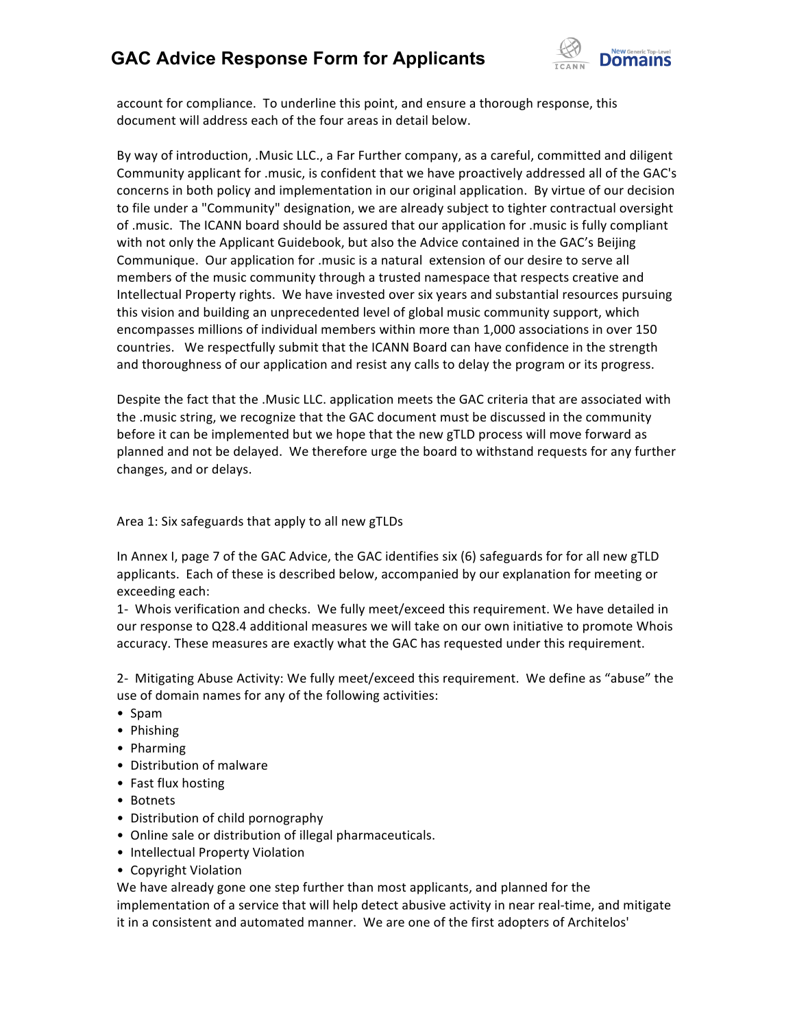account for compliance. To underline this point, and ensure a thorough response, this document will address each of the four areas in detail below.

By way of introduction, .Music LLC., a Far Further company, as a careful, committed and diligent Community applicant for .music, is confident that we have proactively addressed all of the GAC's concerns in both policy and implementation in our original application. By virtue of our decision to file under a "Community" designation, we are already subject to tighter contractual oversight of .music. The ICANN board should be assured that our application for .music is fully compliant with not only the Applicant Guidebook, but also the Advice contained in the GAC's Beijing Communique. Our application for .music is a natural extension of our desire to serve all members of the music community through a trusted namespace that respects creative and Intellectual Property rights. We have invested over six years and substantial resources pursuing this vision and building an unprecedented level of global music community support, which encompasses millions of individual members within more than 1,000 associations in over 150 countries. We respectfully submit that the ICANN Board can have confidence in the strength and thoroughness of our application and resist any calls to delay the program or its progress.

Despite the fact that the .Music LLC. application meets the GAC criteria that are associated with the .music string, we recognize that the GAC document must be discussed in the community before it can be implemented but we hope that the new gTLD process will move forward as planned and not be delayed. We therefore urge the board to withstand requests for any further changes, and or delays.

Area 1: Six safeguards that apply to all new gTLDs

In Annex I, page 7 of the GAC Advice, the GAC identifies six (6) safeguards for for all new gTLD applicants. Each of these is described below, accompanied by our explanation for meeting or exceeding each:

1- Whois verification and checks. We fully meet/exceed this requirement. We have detailed in our response to Q28.4 additional measures we will take on our own initiative to promote Whois accuracy. These measures are exactly what the GAC has requested under this requirement.

2- Mitigating Abuse Activity: We fully meet/exceed this requirement. We define as "abuse" the use of domain names for any of the following activities:

- Spam
- Phishing
- Pharming
- Distribution of malware
- Fast flux hosting
- Botnets
- Distribution of child pornography
- Online sale or distribution of illegal pharmaceuticals.
- Intellectual Property Violation
- Copyright Violation

We have already gone one step further than most applicants, and planned for the implementation of a service that will help detect abusive activity in near real-time, and mitigate it in a consistent and automated manner. We are one of the first adopters of Architelos'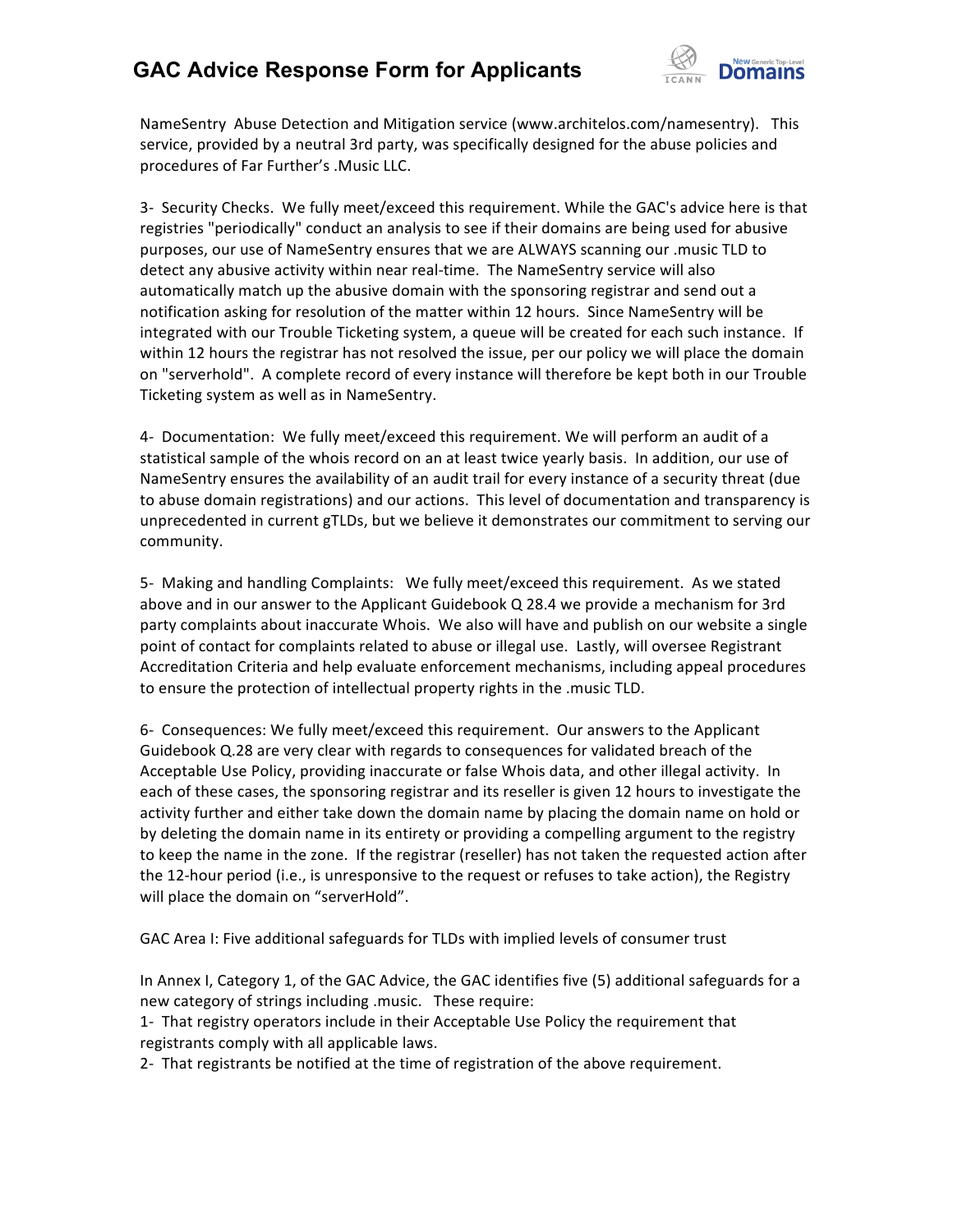NameSentry Abuse Detection and Mitigation service (www.architelos.com/namesentry). This service, provided by a neutral 3rd party, was specifically designed for the abuse policies and procedures of Far Further's .Music LLC.

3- Security Checks. We fully meet/exceed this requirement. While the GAC's advice here is that registries "periodically" conduct an analysis to see if their domains are being used for abusive purposes, our use of NameSentry ensures that we are ALWAYS scanning our .music TLD to detect any abusive activity within near real-time. The NameSentry service will also automatically match up the abusive domain with the sponsoring registrar and send out a notification asking for resolution of the matter within 12 hours. Since NameSentry will be integrated with our Trouble Ticketing system, a queue will be created for each such instance. If within 12 hours the registrar has not resolved the issue, per our policy we will place the domain on "serverhold". A complete record of every instance will therefore be kept both in our Trouble Ticketing system as well as in NameSentry.

4- Documentation: We fully meet/exceed this requirement. We will perform an audit of a statistical sample of the whois record on an at least twice yearly basis. In addition, our use of NameSentry ensures the availability of an audit trail for every instance of a security threat (due to abuse domain registrations) and our actions. This level of documentation and transparency is unprecedented in current gTLDs, but we believe it demonstrates our commitment to serving our community.

5- Making and handling Complaints: We fully meet/exceed this requirement. As we stated above and in our answer to the Applicant Guidebook Q 28.4 we provide a mechanism for 3rd party complaints about inaccurate Whois. We also will have and publish on our website a single point of contact for complaints related to abuse or illegal use. Lastly, will oversee Registrant Accreditation Criteria and help evaluate enforcement mechanisms, including appeal procedures to ensure the protection of intellectual property rights in the .music TLD.

6- Consequences: We fully meet/exceed this requirement. Our answers to the Applicant Guidebook Q.28 are very clear with regards to consequences for validated breach of the Acceptable Use Policy, providing inaccurate or false Whois data, and other illegal activity. In each of these cases, the sponsoring registrar and its reseller is given 12 hours to investigate the activity further and either take down the domain name by placing the domain name on hold or by deleting the domain name in its entirety or providing a compelling argument to the registry to keep the name in the zone. If the registrar (reseller) has not taken the requested action after the 12-hour period (i.e., is unresponsive to the request or refuses to take action), the Registry will place the domain on "serverHold".

GAC Area I: Five additional safeguards for TLDs with implied levels of consumer trust

In Annex I, Category 1, of the GAC Advice, the GAC identifies five (5) additional safeguards for a new category of strings including .music. These require:

1- That registry operators include in their Acceptable Use Policy the requirement that registrants comply with all applicable laws.

2- That registrants be notified at the time of registration of the above requirement.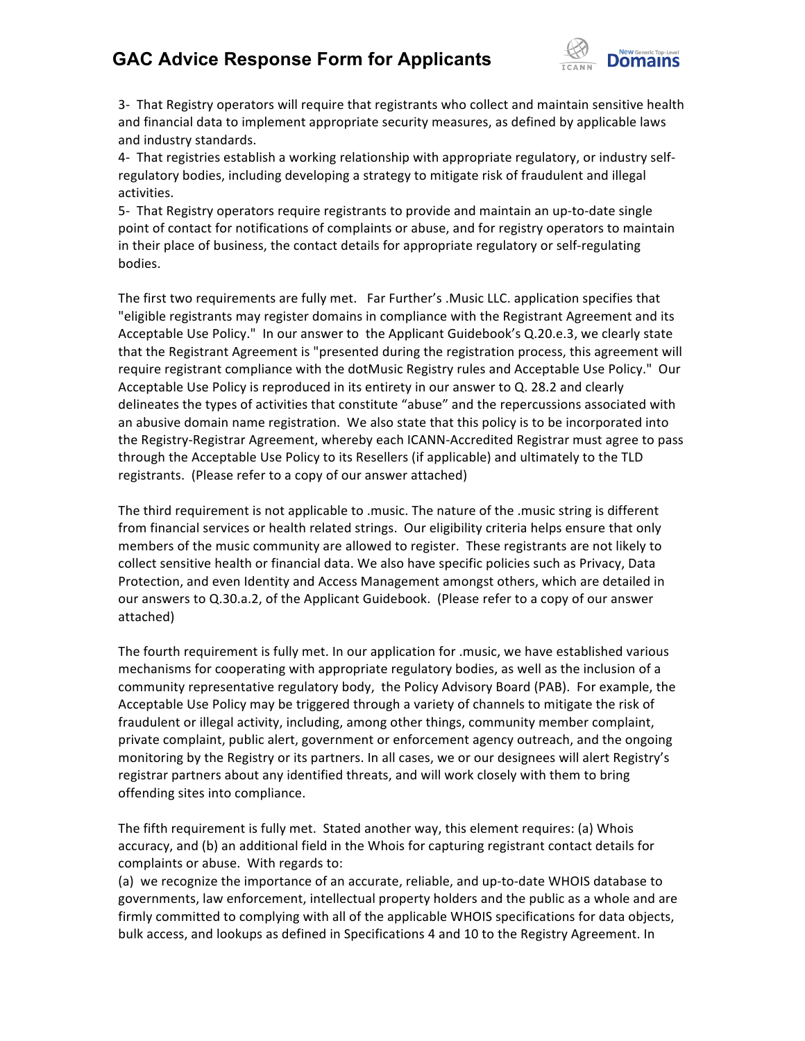3- That Registry operators will require that registrants who collect and maintain sensitive health and financial data to implement appropriate security measures, as defined by applicable laws and industry standards.

4- That registries establish a working relationship with appropriate regulatory, or industry self-regulatory bodies, including developing a strategy to mitigate risk of fraudulent and illegal activities.

5- That Registry operators require registrants to provide and maintain an up-to-date single point of contact for notifications of complaints or abuse, and for registry operators to maintain in their place of business, the contact details for appropriate regulatory or self-regulating bodies.

The first two requirements are fully met. Far Further's .Music LLC. application specifies that "eligible registrants may register domains in compliance with the Registrant Agreement and its Acceptable Use Policy." In our answer to the Applicant Guidebook's Q.20.e.3, we clearly state that the Registrant Agreement is "presented during the registration process, this agreement will require registrant compliance with the dotMusic Registry rules and Acceptable Use Policy." Our Acceptable Use Policy is reproduced in its entirety in our answer to Q. 28.2 and clearly delineates the types of activities that constitute "abuse" and the repercussions associated with an abusive domain name registration. We also state that this policy is to be incorporated into the Registry-Registrar Agreement, whereby each ICANN-Accredited Registrar must agree to pass through the Acceptable Use Policy to its Resellers (if applicable) and ultimately to the TLD registrants. (Please refer to a copy of our answer attached)

The third requirement is not applicable to .music. The nature of the .music string is different from financial services or health related strings. Our eligibility criteria helps ensure that only members of the music community are allowed to register. These registrants are not likely to collect sensitive health or financial data. We also have specific policies such as Privacy, Data Protection, and even Identity and Access Management amongst others, which are detailed in our answers to Q.30.a.2, of the Applicant Guidebook. (Please refer to a copy of our answer attached)

The fourth requirement is fully met. In our application for .music, we have established various mechanisms for cooperating with appropriate regulatory bodies, as well as the inclusion of a community representative regulatory body, the Policy Advisory Board (PAB). For example, the Acceptable Use Policy may be triggered through a variety of channels to mitigate the risk of fraudulent or illegal activity, including, among other things, community member complaint, private complaint, public alert, government or enforcement agency outreach, and the ongoing monitoring by the Registry or its partners. In all cases, we or our designees will alert Registry's registrar partners about any identified threats, and will work closely with them to bring offending sites into compliance.

The fifth requirement is fully met. Stated another way, this element requires: (a) Whois accuracy, and (b) an additional field in the Whois for capturing registrant contact details for complaints or abuse. With regards to:

(a) we recognize the importance of an accurate, reliable, and up-to-date WHOIS database to governments, law enforcement, intellectual property holders and the public as a whole and are firmly committed to complying with all of the applicable WHOIS specifications for data objects, bulk access, and lookups as defined in Specifications 4 and 10 to the Registry Agreement. In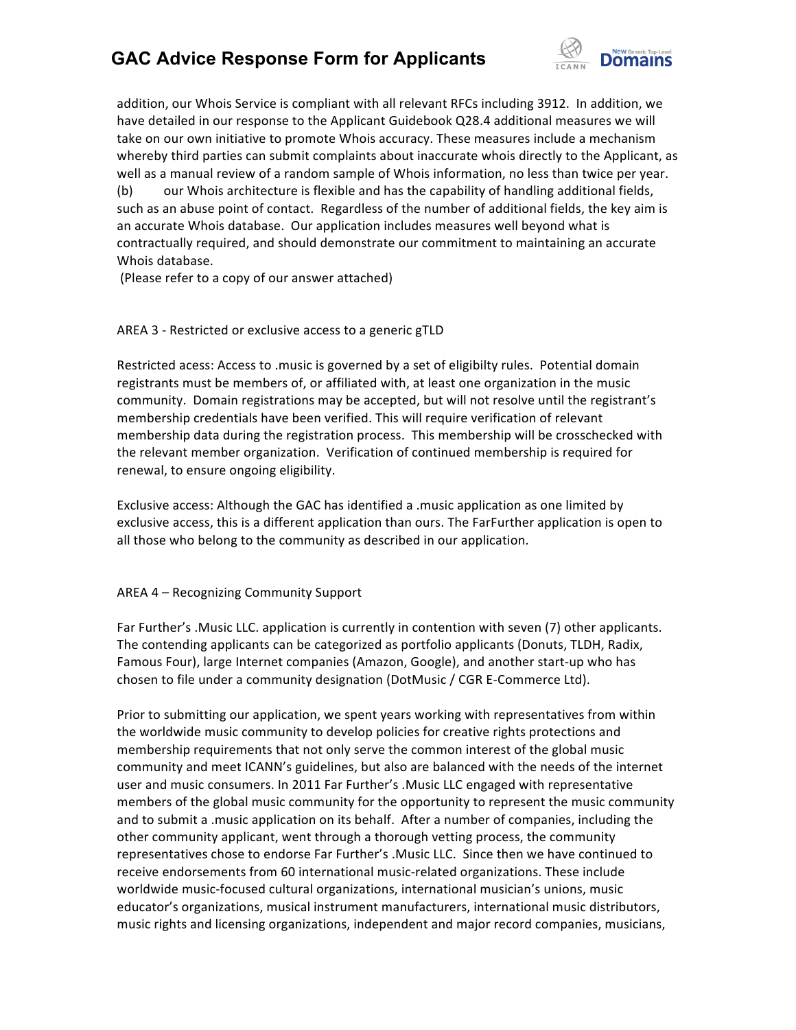addition, our Whois Service is compliant with all relevant RFCs including 3912. In addition, we have detailed in our response to the Applicant Guidebook Q28.4 additional measures we will take on our own initiative to promote Whois accuracy. These measures include a mechanism whereby third parties can submit complaints about inaccurate whois directly to the Applicant, as well as a manual review of a random sample of Whois information, no less than twice per year.

(b) our Whois architecture is flexible and has the capability of handling additional fields, such as an abuse point of contact. Regardless of the number of additional fields, the key aim is an accurate Whois database. Our application includes measures well beyond what is contractually required, and should demonstrate our commitment to maintaining an accurate Whois database.

(Please refer to a copy of our answer attached)

AREA 3 - Restricted or exclusive access to a generic gTLD

Restricted acess: Access to .music is governed by a set of eligibilty rules. Potential domain registrants must be members of, or affiliated with, at least one organization in the music community. Domain registrations may be accepted, but will not resolve until the registrant's membership credentials have been verified. This will require verification of relevant membership data during the registration process. This membership will be crosschecked with the relevant member organization. Verification of continued membership is required for renewal, to ensure ongoing eligibility.

Exclusive access: Although the GAC has identified a .music application as one limited by exclusive access, this is a different application than ours. The FarFurther application is open to all those who belong to the community as described in our application.

AREA 4 – Recognizing Community Support

Far Further's .Music LLC. application is currently in contention with seven (7) other applicants. The contending applicants can be categorized as portfolio applicants (Donuts, TLDH, Radix, Famous Four), large Internet companies (Amazon, Google), and another start-up who has chosen to file under a community designation (DotMusic / CGR E-Commerce Ltd).

Prior to submitting our application, we spent years working with representatives from within the worldwide music community to develop policies for creative rights protections and membership requirements that not only serve the common interest of the global music community and meet ICANN's guidelines, but also are balanced with the needs of the internet user and music consumers. In 2011 Far Further's .Music LLC engaged with representative members of the global music community for the opportunity to represent the music community and to submit a .music application on its behalf. After a number of companies, including the other community applicant, went through a thorough vetting process, the community representatives chose to endorse Far Further's .Music LLC. Since then we have continued to receive endorsements from 60 international music-related organizations. These include worldwide music-focused cultural organizations, international musician's unions, music educator's organizations, musical instrument manufacturers, international music distributors, music rights and licensing organizations, independent and major record companies, musicians,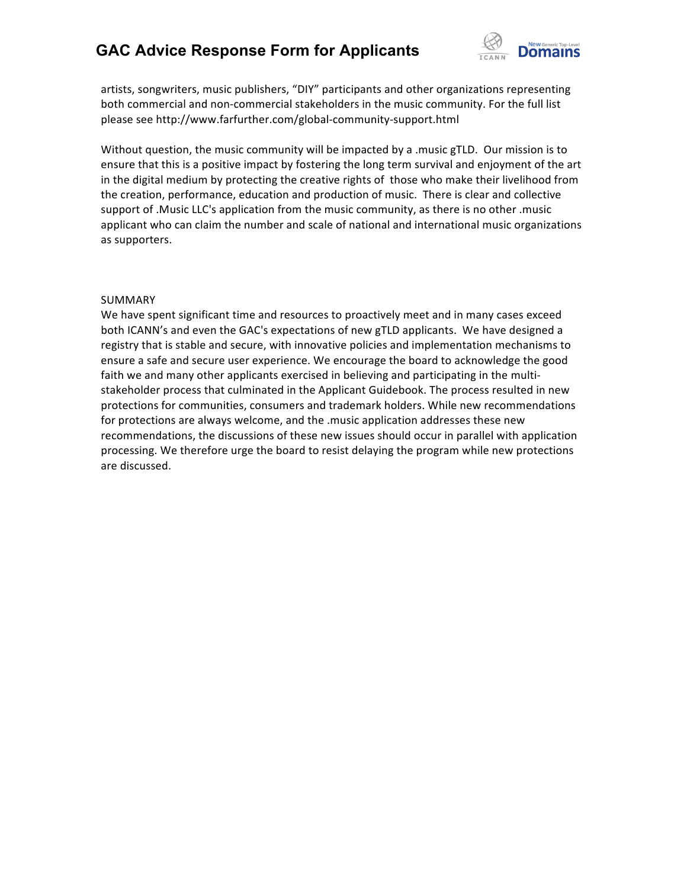artists, songwriters, music publishers, "DIY" participants and other organizations representing both commercial and non-commercial stakeholders in the music community. For the full list please see http://www.farfurther.com/global-community-support.html

Without question, the music community will be impacted by a .music gTLD. Our mission is to ensure that this is a positive impact by fostering the long term survival and enjoyment of the art in the digital medium by protecting the creative rights of those who make their livelihood from the creation, performance, education and production of music. There is clear and collective support of .Music LLC's application from the music community, as there is no other .music applicant who can claim the number and scale of national and international music organizations as supporters.

SUMMARY

We have spent significant time and resources to proactively meet and in many cases exceed both ICANN's and even the GAC's expectations of new gTLD applicants. We have designed a registry that is stable and secure, with innovative policies and implementation mechanisms to ensure a safe and secure user experience. We encourage the board to acknowledge the good faith we and many other applicants exercised in believing and participating in the multi-stakeholder process that culminated in the Applicant Guidebook. The process resulted in new protections for communities, consumers and trademark holders. While new recommendations for protections are always welcome, and the .music application addresses these new recommendations, the discussions of these new issues should occur in parallel with application processing. We therefore urge the board to resist delaying the program while new protections are discussed.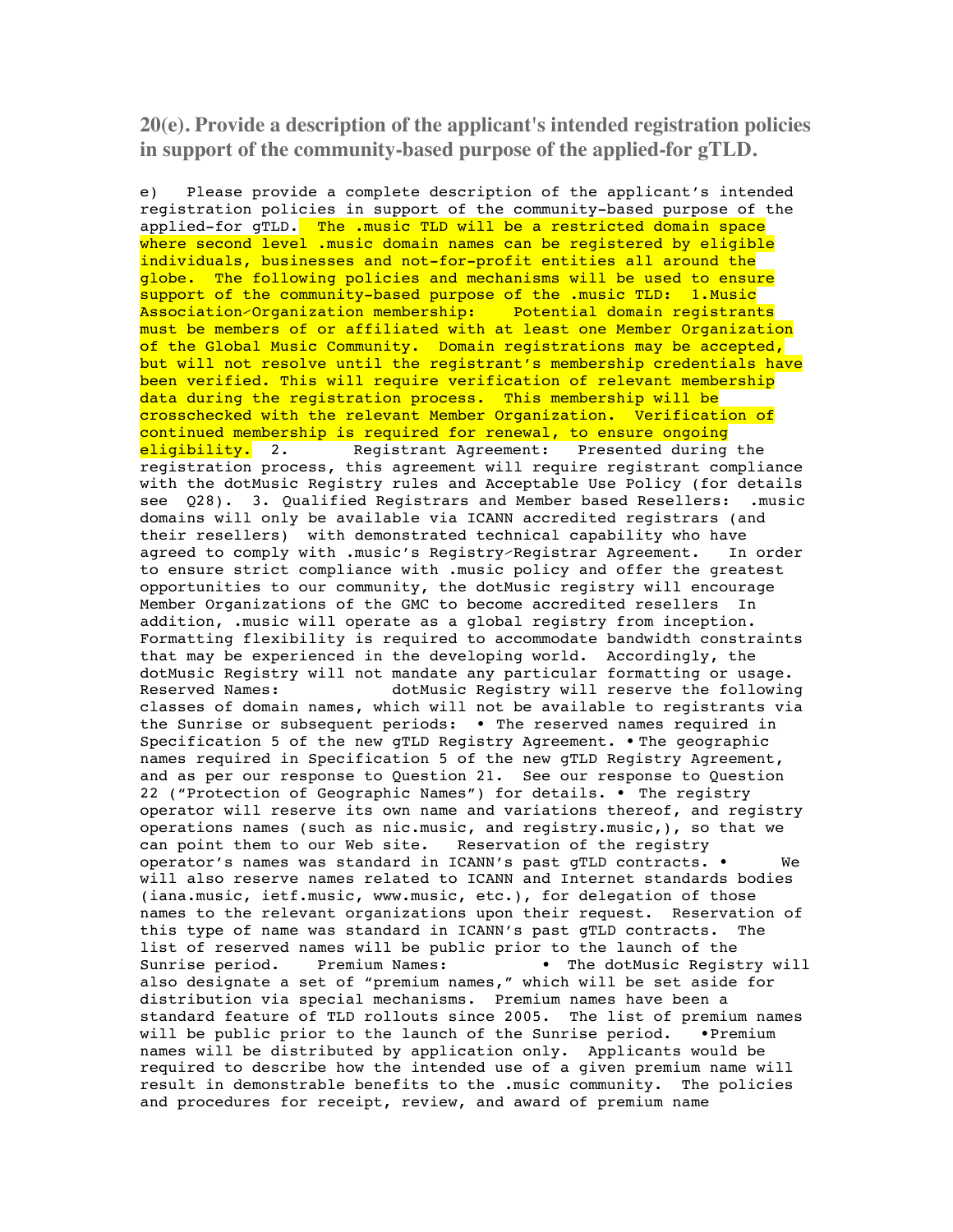## 20(e). Provide a description of the applicant's intended registration policies in support of the community-based purpose of the applied-for gTLD.

e) Please provide a complete description of the applicant's intended registration policies in support of the community-based purpose of the applied-for gTLD. The .music TLD will be a restricted domain space where second level .music domain names can be registered by eligible individuals, businesses and not-for-profit entities all around the globe. The following policies and mechanisms will be used to ensure support of the community-based purpose of the .music TLD: 1.Music Association⁄Organization membership: Potential domain registrants must be members of or affiliated with at least one Member Organization of the Global Music Community. Domain registrations may be accepted, but will not resolve until the registrant's membership credentials have been verified. This will require verification of relevant membership data during the registration process. This membership will be crosschecked with the relevant Member Organization. Verification of continued membership is required for renewal, to ensure ongoing eligibility. 2. Registrant Agreement: Presented during the registration process, this agreement will require registrant compliance with the dotMusic Registry rules and Acceptable Use Policy (for details see Q28). 3. Qualified Registrars and Member based Resellers: .music domains will only be available via ICANN accredited registrars (and their resellers) with demonstrated technical capability who have agreed to comply with .music's Registry⁄Registrar Agreement. In order to ensure strict compliance with .music policy and offer the greatest opportunities to our community, the dotMusic registry will encourage Member Organizations of the GMC to become accredited resellers In addition, .music will operate as a global registry from inception. Formatting flexibility is required to accommodate bandwidth constraints that may be experienced in the developing world. Accordingly, the dotMusic Registry will not mandate any particular formatting or usage. Reserved Names: dotMusic Registry will reserve the following classes of domain names, which will not be available to registrants via the Sunrise or subsequent periods: • The reserved names required in Specification 5 of the new gTLD Registry Agreement. • The geographic names required in Specification 5 of the new gTLD Registry Agreement, and as per our response to Question 21. See our response to Question 22 ("Protection of Geographic Names") for details. • The registry operator will reserve its own name and variations thereof, and registry operations names (such as nic.music, and registry.music,), so that we can point them to our Web site. Reservation of the registry operator's names was standard in ICANN's past gTLD contracts. • We will also reserve names related to ICANN and Internet standards bodies (iana.music, ietf.music, www.music, etc.), for delegation of those names to the relevant organizations upon their request. Reservation of this type of name was standard in ICANN's past gTLD contracts. The list of reserved names will be public prior to the launch of the Sunrise period. Premium Names: • The dotMusic Registry will also designate a set of "premium names," which will be set aside for distribution via special mechanisms. Premium names have been a standard feature of TLD rollouts since 2005. The list of premium names will be public prior to the launch of the Sunrise period. •Premium names will be distributed by application only. Applicants would be required to describe how the intended use of a given premium name will result in demonstrable benefits to the .music community. The policies and procedures for receipt, review, and award of premium name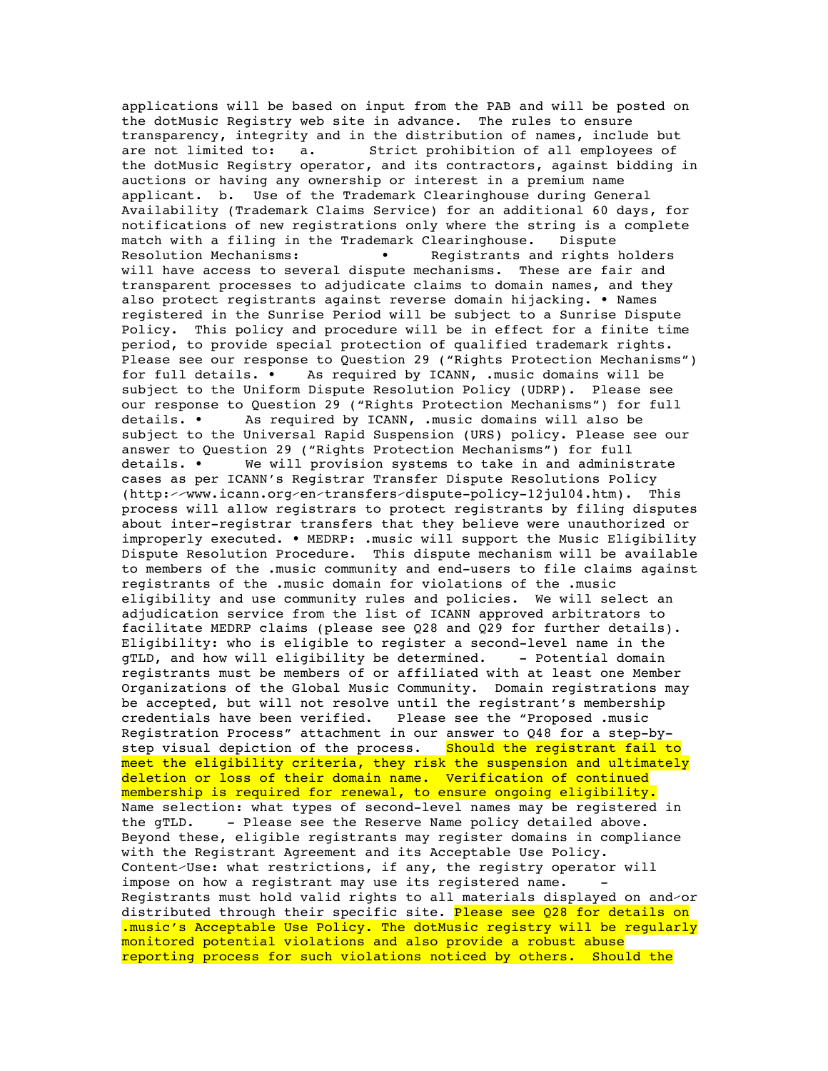applications will be based on input from the PAB and will be posted on the dotMusic Registry web site in advance. The rules to ensure transparency, integrity and in the distribution of names, include but are not limited to: a. Strict prohibition of all employees of the dotMusic Registry operator, and its contractors, against bidding in auctions or having any ownership or interest in a premium name applicant. b. Use of the Trademark Clearinghouse during General Availability (Trademark Claims Service) for an additional 60 days, for notifications of new registrations only where the string is a complete match with a filing in the Trademark Clearinghouse. Dispute Resolution Mechanisms: • Registrants and rights holders will have access to several dispute mechanisms. These are fair and transparent processes to adjudicate claims to domain names, and they also protect registrants against reverse domain hijacking. • Names registered in the Sunrise Period will be subject to a Sunrise Dispute Policy. This policy and procedure will be in effect for a finite time period, to provide special protection of qualified trademark rights. Please see our response to Question 29 ("Rights Protection Mechanisms") for full details. • As required by ICANN, .music domains will be subject to the Uniform Dispute Resolution Policy (UDRP). Please see our response to Question 29 ("Rights Protection Mechanisms") for full details. • As required by ICANN, .music domains will also be subject to the Universal Rapid Suspension (URS) policy. Please see our answer to Question 29 ("Rights Protection Mechanisms") for full details. • We will provision systems to take in and administrate cases as per ICANN's Registrar Transfer Dispute Resolutions Policy (http://www.icann.org/en/transfers/dispute-policy-12jul04.htm). This process will allow registrars to protect registrants by filing disputes about inter-registrar transfers that they believe were unauthorized or improperly executed. • MEDRP: .music will support the Music Eligibility Dispute Resolution Procedure. This dispute mechanism will be available to members of the .music community and end-users to file claims against registrants of the .music domain for violations of the .music eligibility and use community rules and policies. We will select an adjudication service from the list of ICANN approved arbitrators to facilitate MEDRP claims (please see Q28 and Q29 for further details). Eligibility: who is eligible to register a second-level name in the gTLD, and how will eligibility be determined. - Potential domain registrants must be members of or affiliated with at least one Member Organizations of the Global Music Community. Domain registrations may be accepted, but will not resolve until the registrant's membership credentials have been verified. Please see the "Proposed .music Registration Process" attachment in our answer to Q48 for a step-by-step visual depiction of the process. Should the registrant fail to meet the eligibility criteria, they risk the suspension and ultimately deletion or loss of their domain name. Verification of continued membership is required for renewal, to ensure ongoing eligibility. Name selection: what types of second-level names may be registered in the gTLD. - Please see the Reserve Name policy detailed above. Beyond these, eligible registrants may register domains in compliance with the Registrant Agreement and its Acceptable Use Policy. Content/Use: what restrictions, if any, the registry operator will impose on how a registrant may use its registered name. - Registrants must hold valid rights to all materials displayed on and/or distributed through their specific site. Please see Q28 for details on .music's Acceptable Use Policy. The dotMusic registry will be regularly monitored potential violations and also provide a robust abuse reporting process for such violations noticed by others. Should the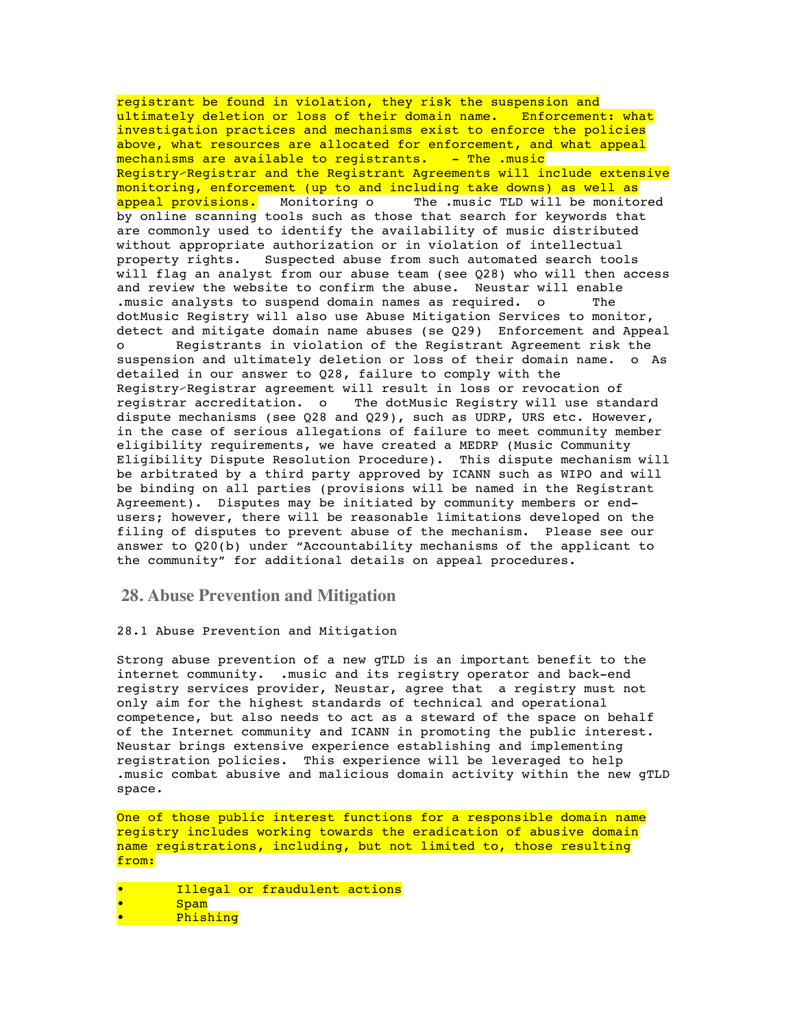registrant be found in violation, they risk the suspension and ultimately deletion or loss of their domain name. Enforcement: what investigation practices and mechanisms exist to enforce the policies above, what resources are allocated for enforcement, and what appeal mechanisms are available to registrants. - The .music Registry-Registrar and the Registrant Agreements will include extensive monitoring, enforcement (up to and including take downs) as well as appeal provisions. Monitoring o The .music TLD will be monitored by online scanning tools such as those that search for keywords that are commonly used to identify the availability of music distributed without appropriate authorization or in violation of intellectual property rights. Suspected abuse from such automated search tools will flag an analyst from our abuse team (see Q28) who will then access and review the website to confirm the abuse. Neustar will enable .music analysts to suspend domain names as required. o The dotMusic Registry will also use Abuse Mitigation Services to monitor, detect and mitigate domain name abuses (se Q29) Enforcement and Appeal o Registrants in violation of the Registrant Agreement risk the suspension and ultimately deletion or loss of their domain name. o As detailed in our answer to Q28, failure to comply with the Registry-Registrar agreement will result in loss or revocation of registrar accreditation. o The dotMusic Registry will use standard dispute mechanisms (see Q28 and Q29), such as UDRP, URS etc. However, in the case of serious allegations of failure to meet community member eligibility requirements, we have created a MEDRP (Music Community Eligibility Dispute Resolution Procedure). This dispute mechanism will be arbitrated by a third party approved by ICANN such as WIPO and will be binding on all parties (provisions will be named in the Registrant Agreement). Disputes may be initiated by community members or end-users; however, there will be reasonable limitations developed on the filing of disputes to prevent abuse of the mechanism. Please see our answer to Q20(b) under "Accountability mechanisms of the applicant to the community" for additional details on appeal procedures.

## 28. Abuse Prevention and Mitigation

28.1 Abuse Prevention and Mitigation

Strong abuse prevention of a new gTLD is an important benefit to the internet community. .music and its registry operator and back-end registry services provider, Neustar, agree that a registry must not only aim for the highest standards of technical and operational competence, but also needs to act as a steward of the space on behalf of the Internet community and ICANN in promoting the public interest. Neustar brings extensive experience establishing and implementing registration policies. This experience will be leveraged to help .music combat abusive and malicious domain activity within the new gTLD space.

One of those public interest functions for a responsible domain name registry includes working towards the eradication of abusive domain name registrations, including, but not limited to, those resulting from:

- Illegal or fraudulent actions
- Spam
- Phishing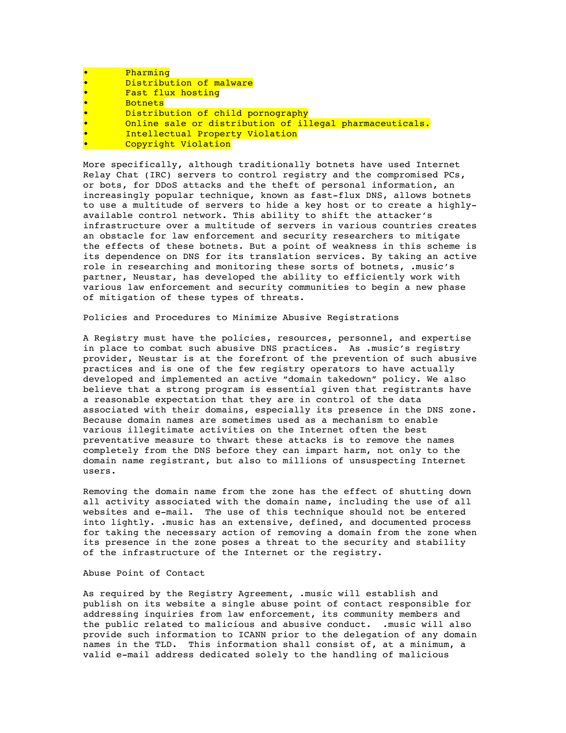- Pharming
- Distribution of malware
- Fast flux hosting
- Botnets
- Distribution of child pornography
- Online sale or distribution of illegal pharmaceuticals.
- Intellectual Property Violation
- Copyright Violation

More specifically, although traditionally botnets have used Internet Relay Chat (IRC) servers to control registry and the compromised PCs, or bots, for DDoS attacks and the theft of personal information, an increasingly popular technique, known as fast-flux DNS, allows botnets to use a multitude of servers to hide a key host or to create a highly-available control network. This ability to shift the attacker's infrastructure over a multitude of servers in various countries creates an obstacle for law enforcement and security researchers to mitigate the effects of these botnets. But a point of weakness in this scheme is its dependence on DNS for its translation services. By taking an active role in researching and monitoring these sorts of botnets, .music's partner, Neustar, has developed the ability to efficiently work with various law enforcement and security communities to begin a new phase of mitigation of these types of threats.

Policies and Procedures to Minimize Abusive Registrations

A Registry must have the policies, resources, personnel, and expertise in place to combat such abusive DNS practices. As .music's registry provider, Neustar is at the forefront of the prevention of such abusive practices and is one of the few registry operators to have actually developed and implemented an active "domain takedown" policy. We also believe that a strong program is essential given that registrants have a reasonable expectation that they are in control of the data associated with their domains, especially its presence in the DNS zone. Because domain names are sometimes used as a mechanism to enable various illegitimate activities on the Internet often the best preventative measure to thwart these attacks is to remove the names completely from the DNS before they can impart harm, not only to the domain name registrant, but also to millions of unsuspecting Internet users.

Removing the domain name from the zone has the effect of shutting down all activity associated with the domain name, including the use of all websites and e-mail. The use of this technique should not be entered into lightly. .music has an extensive, defined, and documented process for taking the necessary action of removing a domain from the zone when its presence in the zone poses a threat to the security and stability of the infrastructure of the Internet or the registry.

Abuse Point of Contact

As required by the Registry Agreement, .music will establish and publish on its website a single abuse point of contact responsible for addressing inquiries from law enforcement, its community members and the public related to malicious and abusive conduct. .music will also provide such information to ICANN prior to the delegation of any domain names in the TLD. This information shall consist of, at a minimum, a valid e-mail address dedicated solely to the handling of malicious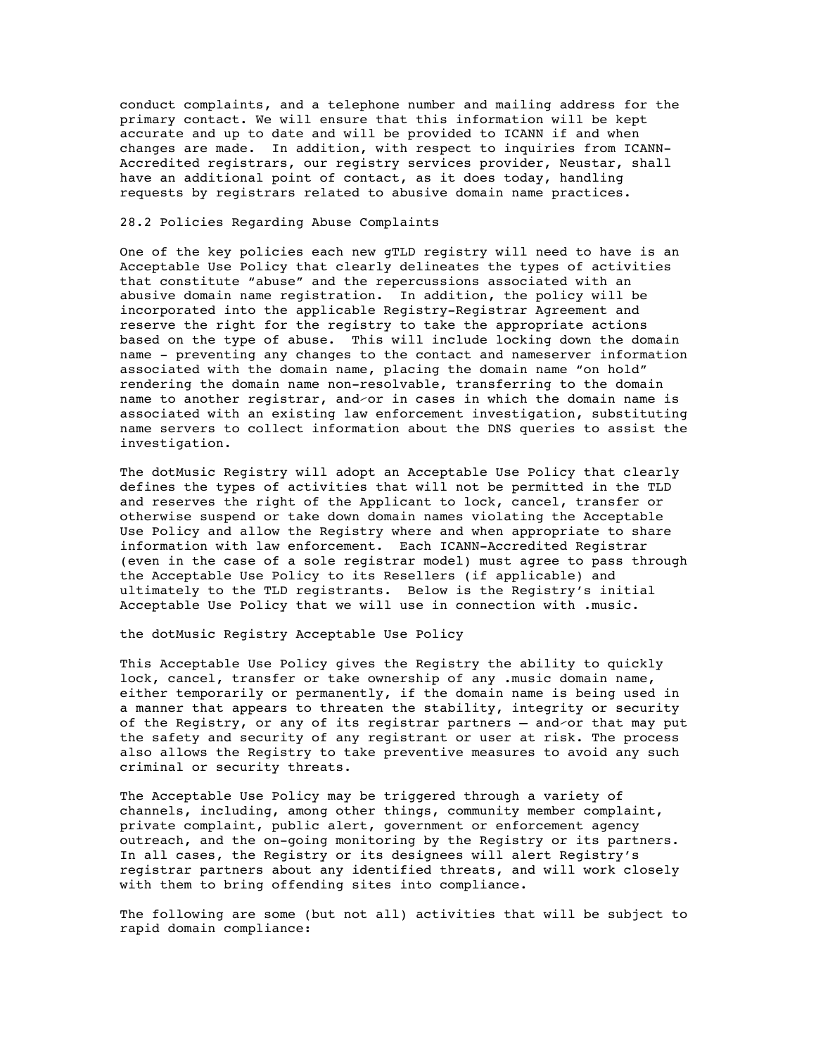conduct complaints, and a telephone number and mailing address for the primary contact. We will ensure that this information will be kept accurate and up to date and will be provided to ICANN if and when changes are made. In addition, with respect to inquiries from ICANN-Accredited registrars, our registry services provider, Neustar, shall have an additional point of contact, as it does today, handling requests by registrars related to abusive domain name practices.

28.2 Policies Regarding Abuse Complaints

One of the key policies each new gTLD registry will need to have is an Acceptable Use Policy that clearly delineates the types of activities that constitute "abuse" and the repercussions associated with an abusive domain name registration. In addition, the policy will be incorporated into the applicable Registry-Registrar Agreement and reserve the right for the registry to take the appropriate actions based on the type of abuse. This will include locking down the domain name - preventing any changes to the contact and nameserver information associated with the domain name, placing the domain name "on hold" rendering the domain name non-resolvable, transferring to the domain name to another registrar, and/or in cases in which the domain name is associated with an existing law enforcement investigation, substituting name servers to collect information about the DNS queries to assist the investigation.

The dotMusic Registry will adopt an Acceptable Use Policy that clearly defines the types of activities that will not be permitted in the TLD and reserves the right of the Applicant to lock, cancel, transfer or otherwise suspend or take down domain names violating the Acceptable Use Policy and allow the Registry where and when appropriate to share information with law enforcement. Each ICANN-Accredited Registrar (even in the case of a sole registrar model) must agree to pass through the Acceptable Use Policy to its Resellers (if applicable) and ultimately to the TLD registrants. Below is the Registry's initial Acceptable Use Policy that we will use in connection with .music.

the dotMusic Registry Acceptable Use Policy

This Acceptable Use Policy gives the Registry the ability to quickly lock, cancel, transfer or take ownership of any .music domain name, either temporarily or permanently, if the domain name is being used in a manner that appears to threaten the stability, integrity or security of the Registry, or any of its registrar partners – and/or that may put the safety and security of any registrant or user at risk. The process also allows the Registry to take preventive measures to avoid any such criminal or security threats.

The Acceptable Use Policy may be triggered through a variety of channels, including, among other things, community member complaint, private complaint, public alert, government or enforcement agency outreach, and the on-going monitoring by the Registry or its partners. In all cases, the Registry or its designees will alert Registry's registrar partners about any identified threats, and will work closely with them to bring offending sites into compliance.

The following are some (but not all) activities that will be subject to rapid domain compliance: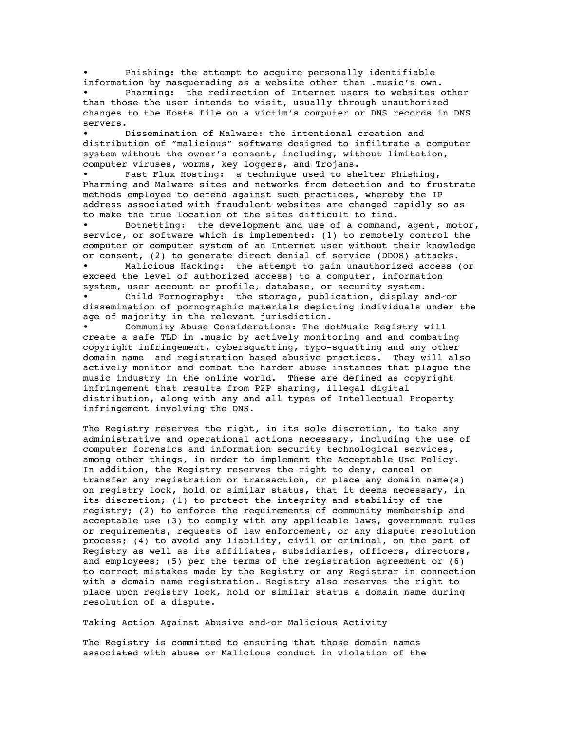- Phishing: the attempt to acquire personally identifiable information by masquerading as a website other than .music's own.
- Pharming: the redirection of Internet users to websites other than those the user intends to visit, usually through unauthorized changes to the Hosts file on a victim's computer or DNS records in DNS servers.
- Dissemination of Malware: the intentional creation and distribution of "malicious" software designed to infiltrate a computer system without the owner's consent, including, without limitation, computer viruses, worms, key loggers, and Trojans.
- Fast Flux Hosting: a technique used to shelter Phishing, Pharming and Malware sites and networks from detection and to frustrate methods employed to defend against such practices, whereby the IP address associated with fraudulent websites are changed rapidly so as to make the true location of the sites difficult to find.
- Botnetting: the development and use of a command, agent, motor, service, or software which is implemented: (1) to remotely control the computer or computer system of an Internet user without their knowledge or consent, (2) to generate direct denial of service (DDOS) attacks.
- Malicious Hacking: the attempt to gain unauthorized access (or exceed the level of authorized access) to a computer, information system, user account or profile, database, or security system.
- Child Pornography: the storage, publication, display and/or dissemination of pornographic materials depicting individuals under the age of majority in the relevant jurisdiction.
- Community Abuse Considerations: The dotMusic Registry will create a safe TLD in .music by actively monitoring and and combating copyright infringement, cybersquatting, typo-squatting and any other domain name and registration based abusive practices. They will also actively monitor and combat the harder abuse instances that plague the music industry in the online world. These are defined as copyright infringement that results from P2P sharing, illegal digital distribution, along with any and all types of Intellectual Property infringement involving the DNS.

The Registry reserves the right, in its sole discretion, to take any administrative and operational actions necessary, including the use of computer forensics and information security technological services, among other things, in order to implement the Acceptable Use Policy. In addition, the Registry reserves the right to deny, cancel or transfer any registration or transaction, or place any domain name(s) on registry lock, hold or similar status, that it deems necessary, in its discretion; (1) to protect the integrity and stability of the registry; (2) to enforce the requirements of community membership and acceptable use (3) to comply with any applicable laws, government rules or requirements, requests of law enforcement, or any dispute resolution process; (4) to avoid any liability, civil or criminal, on the part of Registry as well as its affiliates, subsidiaries, officers, directors, and employees; (5) per the terms of the registration agreement or (6) to correct mistakes made by the Registry or any Registrar in connection with a domain name registration. Registry also reserves the right to place upon registry lock, hold or similar status a domain name during resolution of a dispute.

Taking Action Against Abusive and/or Malicious Activity

The Registry is committed to ensuring that those domain names associated with abuse or Malicious conduct in violation of the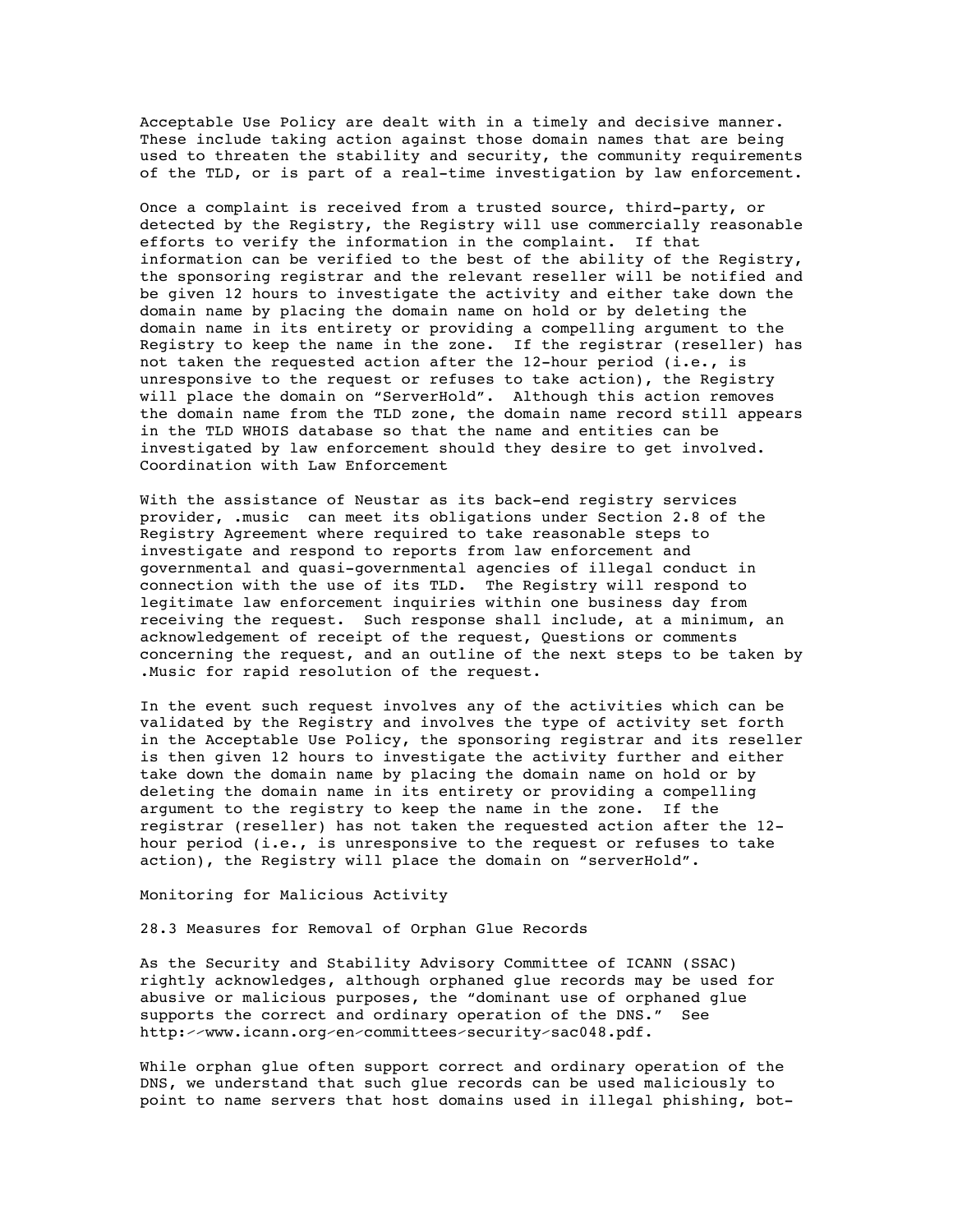Acceptable Use Policy are dealt with in a timely and decisive manner. These include taking action against those domain names that are being used to threaten the stability and security, the community requirements of the TLD, or is part of a real-time investigation by law enforcement.

Once a complaint is received from a trusted source, third-party, or detected by the Registry, the Registry will use commercially reasonable efforts to verify the information in the complaint. If that information can be verified to the best of the ability of the Registry, the sponsoring registrar and the relevant reseller will be notified and be given 12 hours to investigate the activity and either take down the domain name by placing the domain name on hold or by deleting the domain name in its entirety or providing a compelling argument to the Registry to keep the name in the zone. If the registrar (reseller) has not taken the requested action after the 12-hour period (i.e., is unresponsive to the request or refuses to take action), the Registry will place the domain on "ServerHold". Although this action removes the domain name from the TLD zone, the domain name record still appears in the TLD WHOIS database so that the name and entities can be investigated by law enforcement should they desire to get involved.

Coordination with Law Enforcement

With the assistance of Neustar as its back-end registry services provider, .music can meet its obligations under Section 2.8 of the Registry Agreement where required to take reasonable steps to investigate and respond to reports from law enforcement and governmental and quasi-governmental agencies of illegal conduct in connection with the use of its TLD. The Registry will respond to legitimate law enforcement inquiries within one business day from receiving the request. Such response shall include, at a minimum, an acknowledgement of receipt of the request, Questions or comments concerning the request, and an outline of the next steps to be taken by .Music for rapid resolution of the request.

In the event such request involves any of the activities which can be validated by the Registry and involves the type of activity set forth in the Acceptable Use Policy, the sponsoring registrar and its reseller is then given 12 hours to investigate the activity further and either take down the domain name by placing the domain name on hold or by deleting the domain name in its entirety or providing a compelling argument to the registry to keep the name in the zone. If the registrar (reseller) has not taken the requested action after the 12-hour period (i.e., is unresponsive to the request or refuses to take action), the Registry will place the domain on "serverHold".

Monitoring for Malicious Activity

28.3 Measures for Removal of Orphan Glue Records

As the Security and Stability Advisory Committee of ICANN (SSAC) rightly acknowledges, although orphaned glue records may be used for abusive or malicious purposes, the "dominant use of orphaned glue supports the correct and ordinary operation of the DNS." See http://www.icann.org/en/committees/security/sac048.pdf.

While orphan glue often support correct and ordinary operation of the DNS, we understand that such glue records can be used maliciously to point to name servers that host domains used in illegal phishing, bot-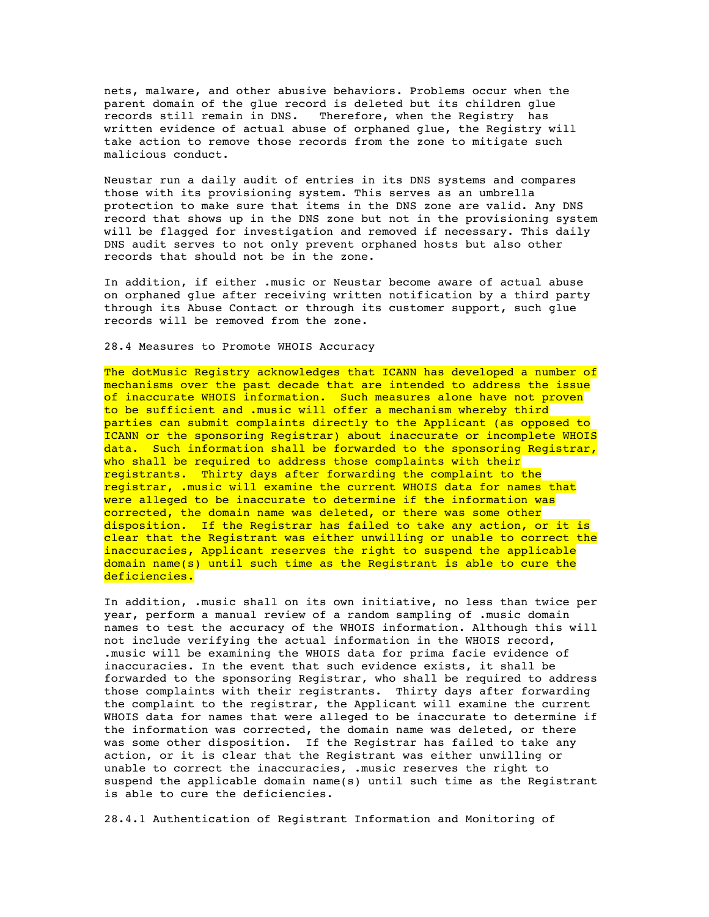nets, malware, and other abusive behaviors. Problems occur when the parent domain of the glue record is deleted but its children glue records still remain in DNS. Therefore, when the Registry has written evidence of actual abuse of orphaned glue, the Registry will take action to remove those records from the zone to mitigate such malicious conduct.

Neustar run a daily audit of entries in its DNS systems and compares those with its provisioning system. This serves as an umbrella protection to make sure that items in the DNS zone are valid. Any DNS record that shows up in the DNS zone but not in the provisioning system will be flagged for investigation and removed if necessary. This daily DNS audit serves to not only prevent orphaned hosts but also other records that should not be in the zone.

In addition, if either .music or Neustar become aware of actual abuse on orphaned glue after receiving written notification by a third party through its Abuse Contact or through its customer support, such glue records will be removed from the zone.

28.4 Measures to Promote WHOIS Accuracy

The dotMusic Registry acknowledges that ICANN has developed a number of mechanisms over the past decade that are intended to address the issue of inaccurate WHOIS information. Such measures alone have not proven to be sufficient and .music will offer a mechanism whereby third parties can submit complaints directly to the Applicant (as opposed to ICANN or the sponsoring Registrar) about inaccurate or incomplete WHOIS data. Such information shall be forwarded to the sponsoring Registrar, who shall be required to address those complaints with their registrants. Thirty days after forwarding the complaint to the registrar, .music will examine the current WHOIS data for names that were alleged to be inaccurate to determine if the information was corrected, the domain name was deleted, or there was some other disposition. If the Registrar has failed to take any action, or it is clear that the Registrant was either unwilling or unable to correct the inaccuracies, Applicant reserves the right to suspend the applicable domain name(s) until such time as the Registrant is able to cure the deficiencies.

In addition, .music shall on its own initiative, no less than twice per year, perform a manual review of a random sampling of .music domain names to test the accuracy of the WHOIS information. Although this will not include verifying the actual information in the WHOIS record, .music will be examining the WHOIS data for prima facie evidence of inaccuracies. In the event that such evidence exists, it shall be forwarded to the sponsoring Registrar, who shall be required to address those complaints with their registrants. Thirty days after forwarding the complaint to the registrar, the Applicant will examine the current WHOIS data for names that were alleged to be inaccurate to determine if the information was corrected, the domain name was deleted, or there was some other disposition. If the Registrar has failed to take any action, or it is clear that the Registrant was either unwilling or unable to correct the inaccuracies, .music reserves the right to suspend the applicable domain name(s) until such time as the Registrant is able to cure the deficiencies.

28.4.1 Authentication of Registrant Information and Monitoring of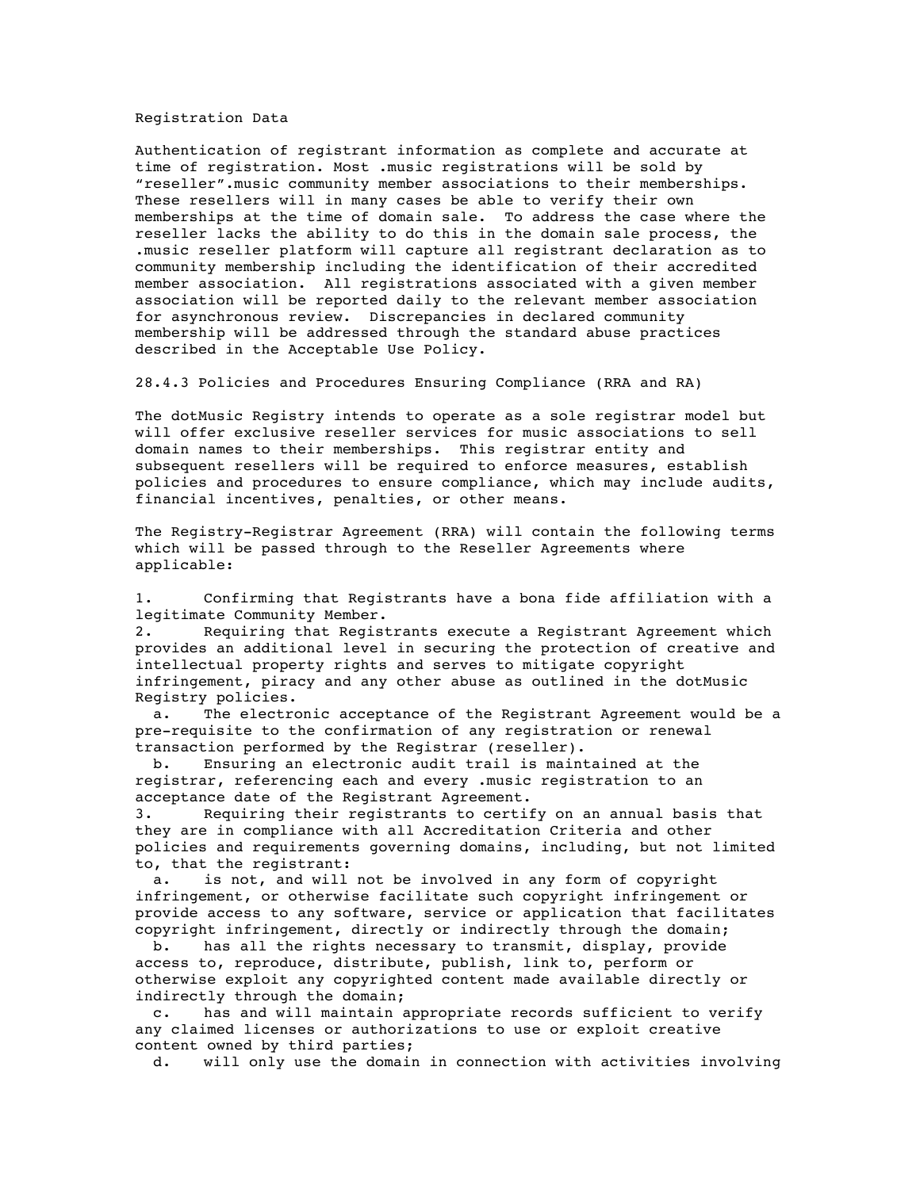Registration Data

Authentication of registrant information as complete and accurate at time of registration. Most .music registrations will be sold by "reseller".music community member associations to their memberships. These resellers will in many cases be able to verify their own memberships at the time of domain sale. To address the case where the reseller lacks the ability to do this in the domain sale process, the .music reseller platform will capture all registrant declaration as to community membership including the identification of their accredited member association. All registrations associated with a given member association will be reported daily to the relevant member association for asynchronous review. Discrepancies in declared community membership will be addressed through the standard abuse practices described in the Acceptable Use Policy.

28.4.3 Policies and Procedures Ensuring Compliance (RRA and RA)

The dotMusic Registry intends to operate as a sole registrar model but will offer exclusive reseller services for music associations to sell domain names to their memberships. This registrar entity and subsequent resellers will be required to enforce measures, establish policies and procedures to ensure compliance, which may include audits, financial incentives, penalties, or other means.

The Registry-Registrar Agreement (RRA) will contain the following terms which will be passed through to the Reseller Agreements where applicable:

1. Confirming that Registrants have a bona fide affiliation with a legitimate Community Member.
2. Requiring that Registrants execute a Registrant Agreement which provides an additional level in securing the protection of creative and intellectual property rights and serves to mitigate copyright infringement, piracy and any other abuse as outlined in the dotMusic Registry policies.
   a. The electronic acceptance of the Registrant Agreement would be a pre-requisite to the confirmation of any registration or renewal transaction performed by the Registrar (reseller).
   b. Ensuring an electronic audit trail is maintained at the registrar, referencing each and every .music registration to an acceptance date of the Registrant Agreement.
3. Requiring their registrants to certify on an annual basis that they are in compliance with all Accreditation Criteria and other policies and requirements governing domains, including, but not limited to, that the registrant:
   a. is not, and will not be involved in any form of copyright infringement, or otherwise facilitate such copyright infringement or provide access to any software, service or application that facilitates copyright infringement, directly or indirectly through the domain;
   b. has all the rights necessary to transmit, display, provide access to, reproduce, distribute, publish, link to, perform or otherwise exploit any copyrighted content made available directly or indirectly through the domain;
   c. has and will maintain appropriate records sufficient to verify any claimed licenses or authorizations to use or exploit creative content owned by third parties;
   d. will only use the domain in connection with activities involving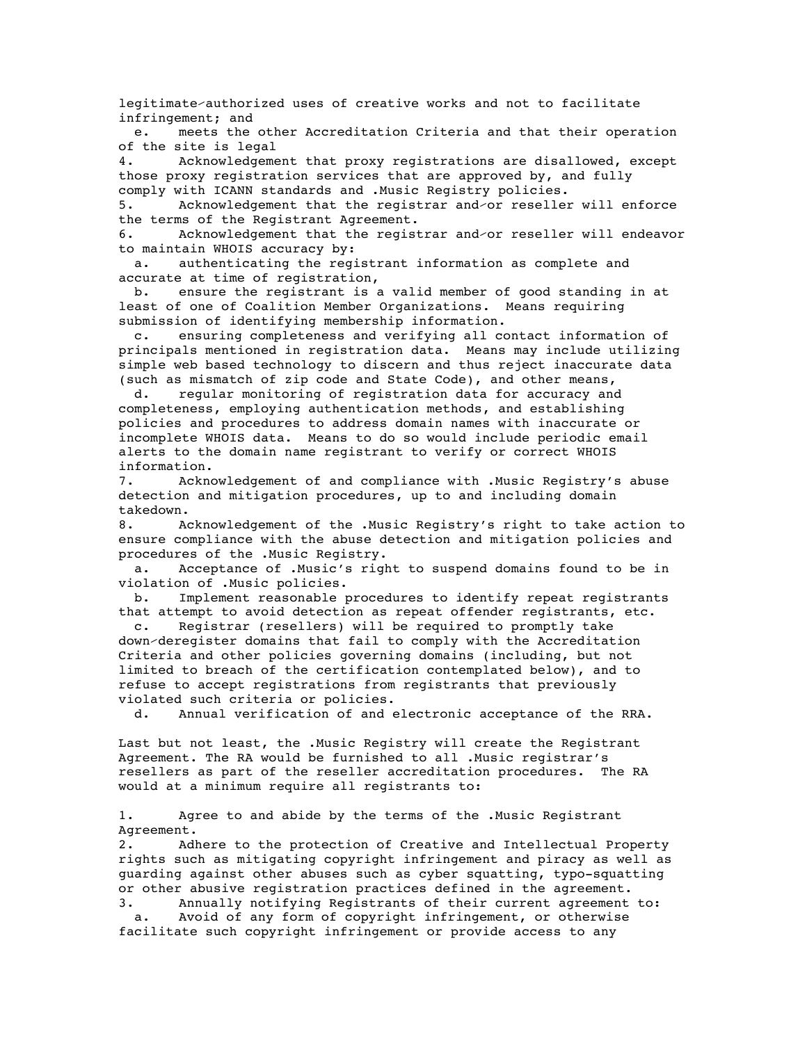legitimate/authorized uses of creative works and not to facilitate infringement; and

e. meets the other Accreditation Criteria and that their operation of the site is legal

4. Acknowledgement that proxy registrations are disallowed, except those proxy registration services that are approved by, and fully comply with ICANN standards and .Music Registry policies.
5. Acknowledgement that the registrar and/or reseller will enforce the terms of the Registrant Agreement.
6. Acknowledgement that the registrar and/or reseller will endeavor to maintain WHOIS accuracy by:
   a. authenticating the registrant information as complete and accurate at time of registration,
   b. ensure the registrant is a valid member of good standing in at least of one of Coalition Member Organizations. Means requiring submission of identifying membership information.
   c. ensuring completeness and verifying all contact information of principals mentioned in registration data. Means may include utilizing simple web based technology to discern and thus reject inaccurate data (such as mismatch of zip code and State Code), and other means,
   d. regular monitoring of registration data for accuracy and completeness, employing authentication methods, and establishing policies and procedures to address domain names with inaccurate or incomplete WHOIS data. Means to do so would include periodic email alerts to the domain name registrant to verify or correct WHOIS information.
7. Acknowledgement of and compliance with .Music Registry's abuse detection and mitigation procedures, up to and including domain takedown.
8. Acknowledgement of the .Music Registry's right to take action to ensure compliance with the abuse detection and mitigation policies and procedures of the .Music Registry.
   a. Acceptance of .Music's right to suspend domains found to be in violation of .Music policies.
   b. Implement reasonable procedures to identify repeat registrants that attempt to avoid detection as repeat offender registrants, etc.
   c. Registrar (resellers) will be required to promptly take down/deregister domains that fail to comply with the Accreditation Criteria and other policies governing domains (including, but not limited to breach of the certification contemplated below), and to refuse to accept registrations from registrants that previously violated such criteria or policies.
   d. Annual verification of and electronic acceptance of the RRA.

Last but not least, the .Music Registry will create the Registrant Agreement. The RA would be furnished to all .Music registrar's resellers as part of the reseller accreditation procedures. The RA would at a minimum require all registrants to:

1. Agree to and abide by the terms of the .Music Registrant Agreement.
2. Adhere to the protection of Creative and Intellectual Property rights such as mitigating copyright infringement and piracy as well as guarding against other abuses such as cyber squatting, typo-squatting or other abusive registration practices defined in the agreement.
3. Annually notifying Registrants of their current agreement to:
   a. Avoid of any form of copyright infringement, or otherwise facilitate such copyright infringement or provide access to any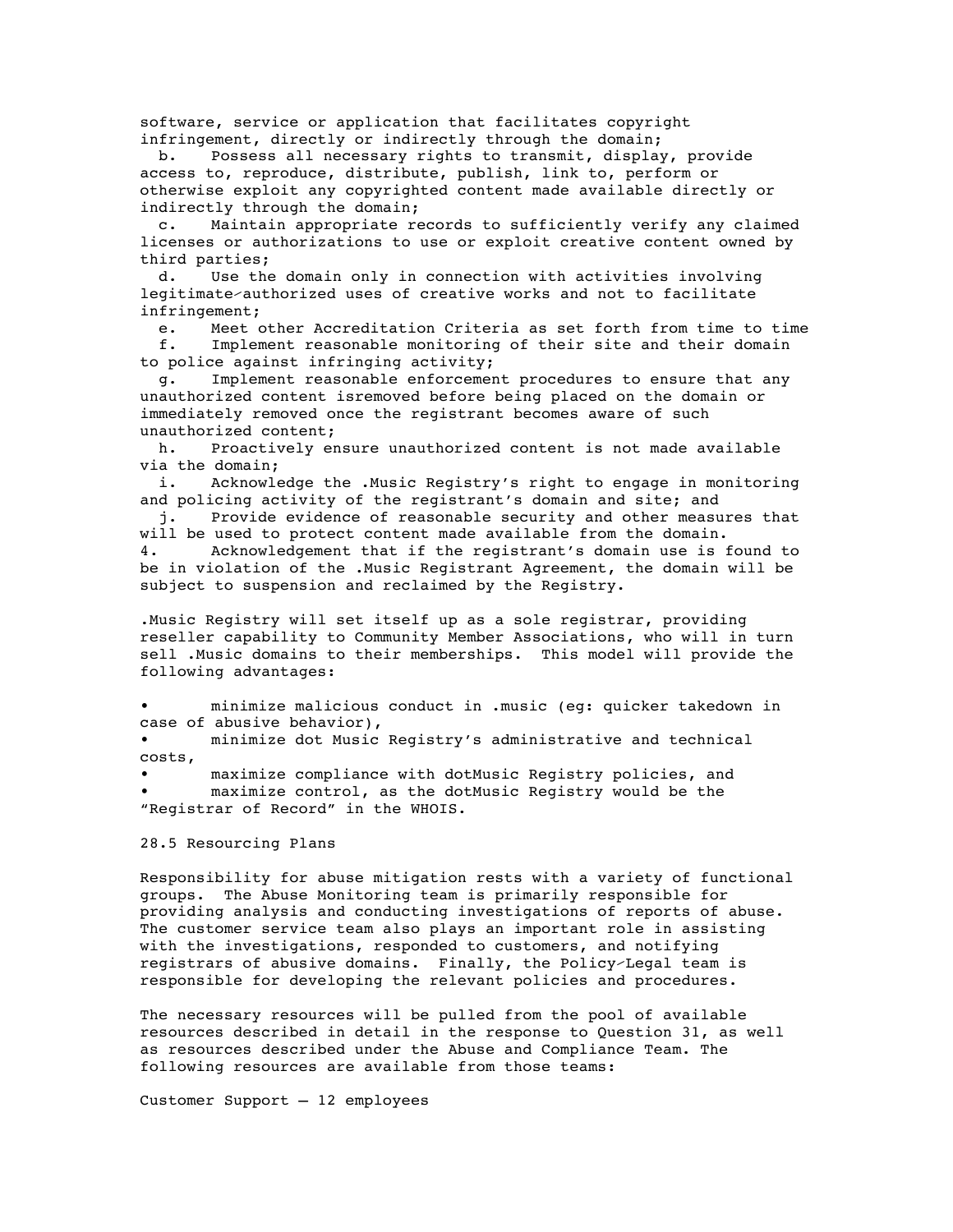software, service or application that facilitates copyright infringement, directly or indirectly through the domain;

b. Possess all necessary rights to transmit, display, provide access to, reproduce, distribute, publish, link to, perform or otherwise exploit any copyrighted content made available directly or indirectly through the domain;

c. Maintain appropriate records to sufficiently verify any claimed licenses or authorizations to use or exploit creative content owned by third parties;

d. Use the domain only in connection with activities involving legitimate/authorized uses of creative works and not to facilitate infringement;

e. Meet other Accreditation Criteria as set forth from time to time

f. Implement reasonable monitoring of their site and their domain to police against infringing activity;

g. Implement reasonable enforcement procedures to ensure that any unauthorized content isremoved before being placed on the domain or immediately removed once the registrant becomes aware of such unauthorized content;

h. Proactively ensure unauthorized content is not made available via the domain;

i. Acknowledge the .Music Registry's right to engage in monitoring and policing activity of the registrant's domain and site; and

j. Provide evidence of reasonable security and other measures that will be used to protect content made available from the domain.

4. Acknowledgement that if the registrant's domain use is found to be in violation of the .Music Registrant Agreement, the domain will be subject to suspension and reclaimed by the Registry.

.Music Registry will set itself up as a sole registrar, providing reseller capability to Community Member Associations, who will in turn sell .Music domains to their memberships. This model will provide the following advantages:

- minimize malicious conduct in .music (eg: quicker takedown in case of abusive behavior),
- minimize dot Music Registry's administrative and technical costs,
- maximize compliance with dotMusic Registry policies, and
- maximize control, as the dotMusic Registry would be the "Registrar of Record" in the WHOIS.

28.5 Resourcing Plans

Responsibility for abuse mitigation rests with a variety of functional groups. The Abuse Monitoring team is primarily responsible for providing analysis and conducting investigations of reports of abuse. The customer service team also plays an important role in assisting with the investigations, responded to customers, and notifying registrars of abusive domains. Finally, the Policy/Legal team is responsible for developing the relevant policies and procedures.

The necessary resources will be pulled from the pool of available resources described in detail in the response to Question 31, as well as resources described under the Abuse and Compliance Team. The following resources are available from those teams:

Customer Support – 12 employees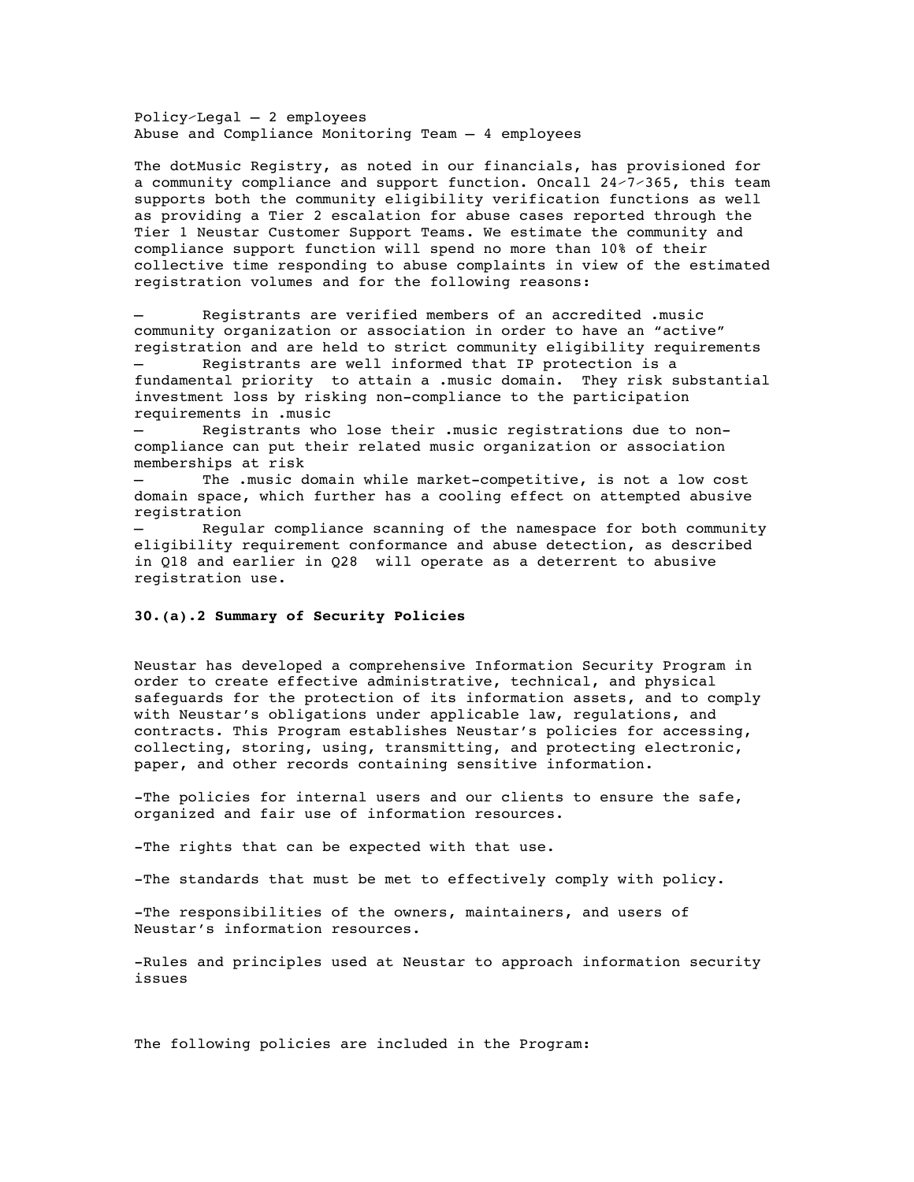Policy/Legal – 2 employees
Abuse and Compliance Monitoring Team – 4 employees

The dotMusic Registry, as noted in our financials, has provisioned for a community compliance and support function. Oncall 24/7/365, this team supports both the community eligibility verification functions as well as providing a Tier 2 escalation for abuse cases reported through the Tier 1 Neustar Customer Support Teams. We estimate the community and compliance support function will spend no more than 10% of their collective time responding to abuse complaints in view of the estimated registration volumes and for the following reasons:

– Registrants are verified members of an accredited .music community organization or association in order to have an "active" registration and are held to strict community eligibility requirements
– Registrants are well informed that IP protection is a fundamental priority to attain a .music domain. They risk substantial investment loss by risking non-compliance to the participation requirements in .music
– Registrants who lose their .music registrations due to non-compliance can put their related music organization or association memberships at risk
– The .music domain while market-competitive, is not a low cost domain space, which further has a cooling effect on attempted abusive registration
– Regular compliance scanning of the namespace for both community eligibility requirement conformance and abuse detection, as described in Q18 and earlier in Q28 will operate as a deterrent to abusive registration use.

**30.(a).2 Summary of Security Policies**

Neustar has developed a comprehensive Information Security Program in order to create effective administrative, technical, and physical safeguards for the protection of its information assets, and to comply with Neustar's obligations under applicable law, regulations, and contracts. This Program establishes Neustar's policies for accessing, collecting, storing, using, transmitting, and protecting electronic, paper, and other records containing sensitive information.

-The policies for internal users and our clients to ensure the safe, organized and fair use of information resources.

-The rights that can be expected with that use.

-The standards that must be met to effectively comply with policy.

-The responsibilities of the owners, maintainers, and users of Neustar's information resources.

-Rules and principles used at Neustar to approach information security issues

The following policies are included in the Program: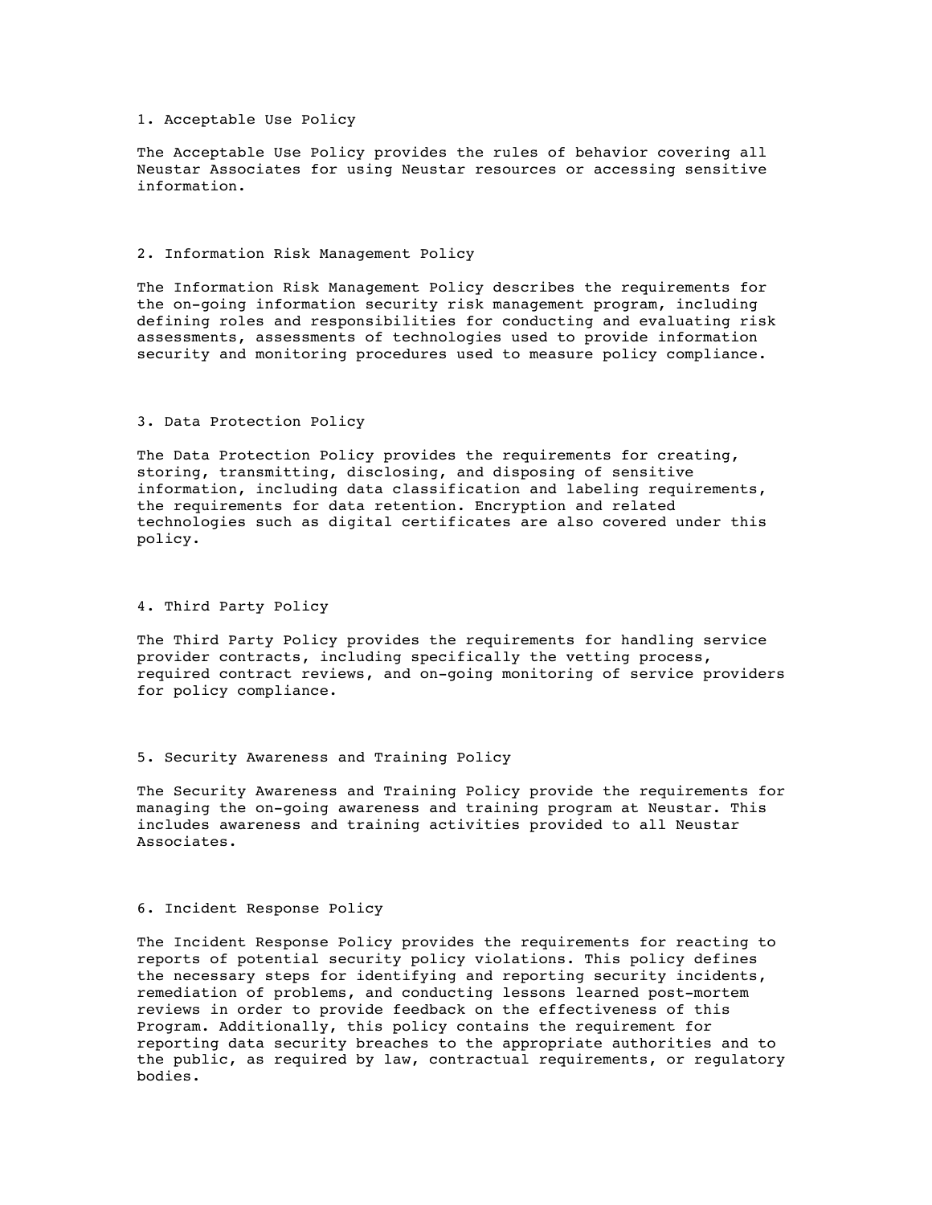## 1. Acceptable Use Policy

The Acceptable Use Policy provides the rules of behavior covering all Neustar Associates for using Neustar resources or accessing sensitive information.

## 2. Information Risk Management Policy

The Information Risk Management Policy describes the requirements for the on-going information security risk management program, including defining roles and responsibilities for conducting and evaluating risk assessments, assessments of technologies used to provide information security and monitoring procedures used to measure policy compliance.

## 3. Data Protection Policy

The Data Protection Policy provides the requirements for creating, storing, transmitting, disclosing, and disposing of sensitive information, including data classification and labeling requirements, the requirements for data retention. Encryption and related technologies such as digital certificates are also covered under this policy.

## 4. Third Party Policy

The Third Party Policy provides the requirements for handling service provider contracts, including specifically the vetting process, required contract reviews, and on-going monitoring of service providers for policy compliance.

## 5. Security Awareness and Training Policy

The Security Awareness and Training Policy provide the requirements for managing the on-going awareness and training program at Neustar. This includes awareness and training activities provided to all Neustar Associates.

## 6. Incident Response Policy

The Incident Response Policy provides the requirements for reacting to reports of potential security policy violations. This policy defines the necessary steps for identifying and reporting security incidents, remediation of problems, and conducting lessons learned post-mortem reviews in order to provide feedback on the effectiveness of this Program. Additionally, this policy contains the requirement for reporting data security breaches to the appropriate authorities and to the public, as required by law, contractual requirements, or regulatory bodies.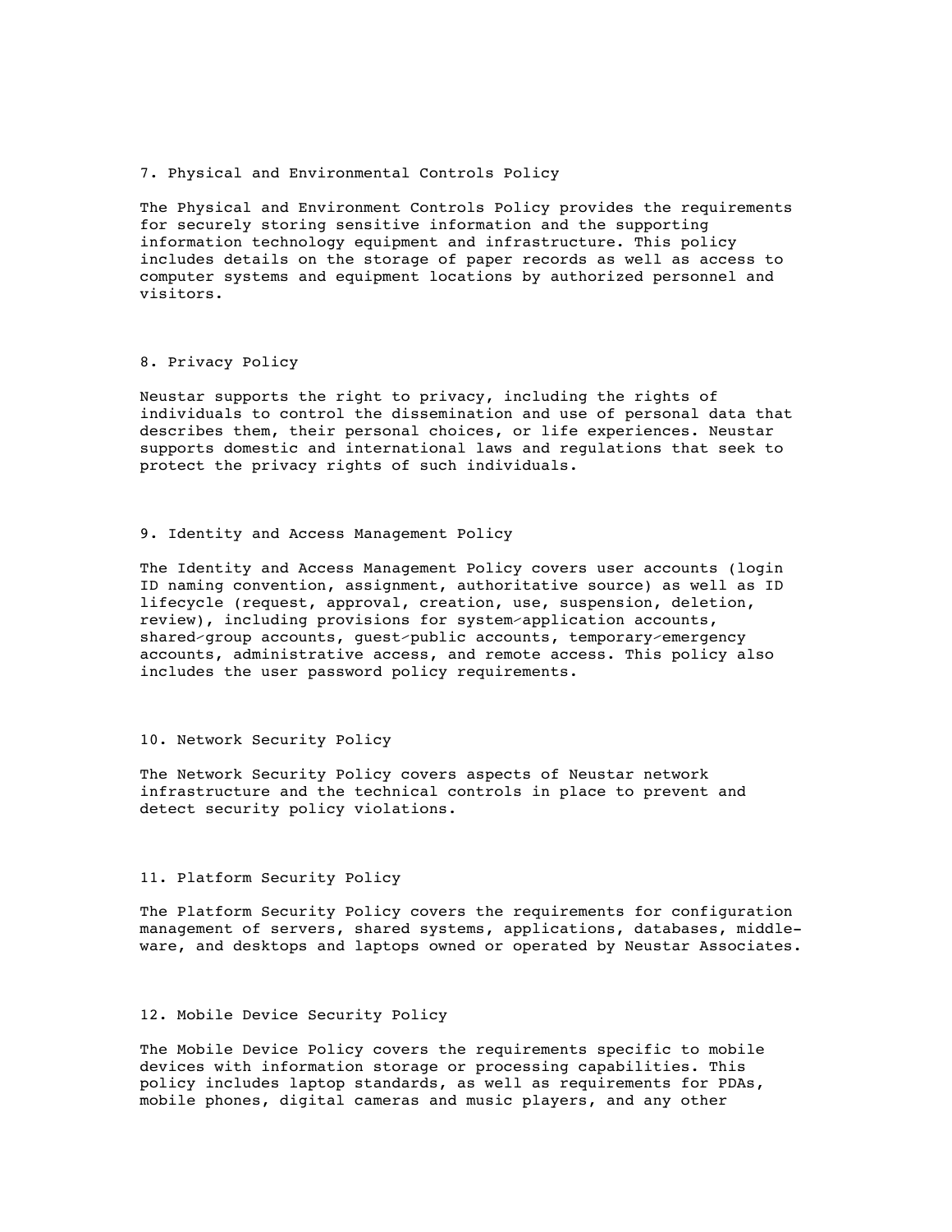## 7. Physical and Environmental Controls Policy

The Physical and Environment Controls Policy provides the requirements for securely storing sensitive information and the supporting information technology equipment and infrastructure. This policy includes details on the storage of paper records as well as access to computer systems and equipment locations by authorized personnel and visitors.

## 8. Privacy Policy

Neustar supports the right to privacy, including the rights of individuals to control the dissemination and use of personal data that describes them, their personal choices, or life experiences. Neustar supports domestic and international laws and regulations that seek to protect the privacy rights of such individuals.

## 9. Identity and Access Management Policy

The Identity and Access Management Policy covers user accounts (login ID naming convention, assignment, authoritative source) as well as ID lifecycle (request, approval, creation, use, suspension, deletion, review), including provisions for system/application accounts, shared/group accounts, guest/public accounts, temporary/emergency accounts, administrative access, and remote access. This policy also includes the user password policy requirements.

## 10. Network Security Policy

The Network Security Policy covers aspects of Neustar network infrastructure and the technical controls in place to prevent and detect security policy violations.

## 11. Platform Security Policy

The Platform Security Policy covers the requirements for configuration management of servers, shared systems, applications, databases, middle-ware, and desktops and laptops owned or operated by Neustar Associates.

## 12. Mobile Device Security Policy

The Mobile Device Policy covers the requirements specific to mobile devices with information storage or processing capabilities. This policy includes laptop standards, as well as requirements for PDAs, mobile phones, digital cameras and music players, and any other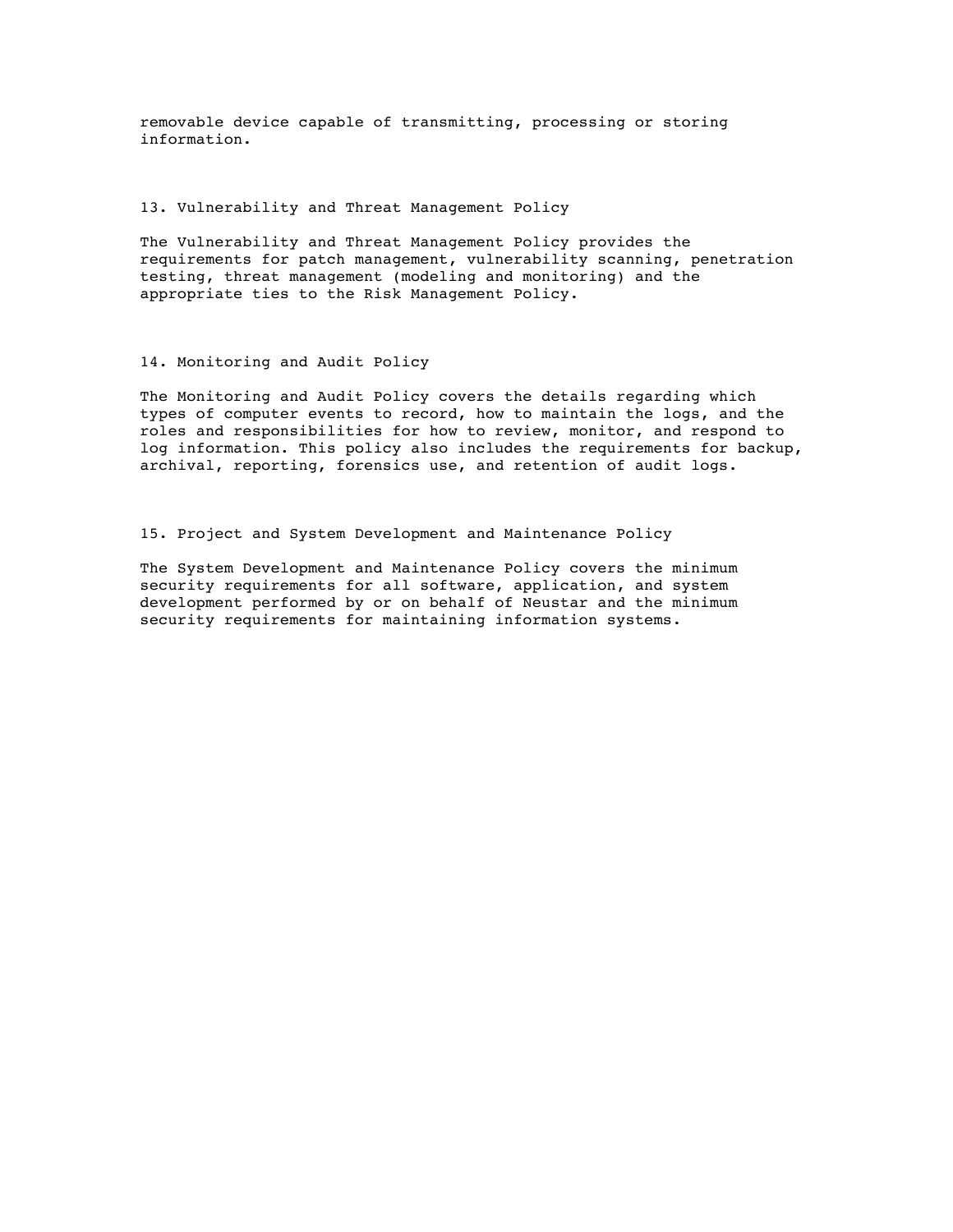removable device capable of transmitting, processing or storing information.

## 13. Vulnerability and Threat Management Policy

The Vulnerability and Threat Management Policy provides the requirements for patch management, vulnerability scanning, penetration testing, threat management (modeling and monitoring) and the appropriate ties to the Risk Management Policy.

## 14. Monitoring and Audit Policy

The Monitoring and Audit Policy covers the details regarding which types of computer events to record, how to maintain the logs, and the roles and responsibilities for how to review, monitor, and respond to log information. This policy also includes the requirements for backup, archival, reporting, forensics use, and retention of audit logs.

## 15. Project and System Development and Maintenance Policy

The System Development and Maintenance Policy covers the minimum security requirements for all software, application, and system development performed by or on behalf of Neustar and the minimum security requirements for maintaining information systems.